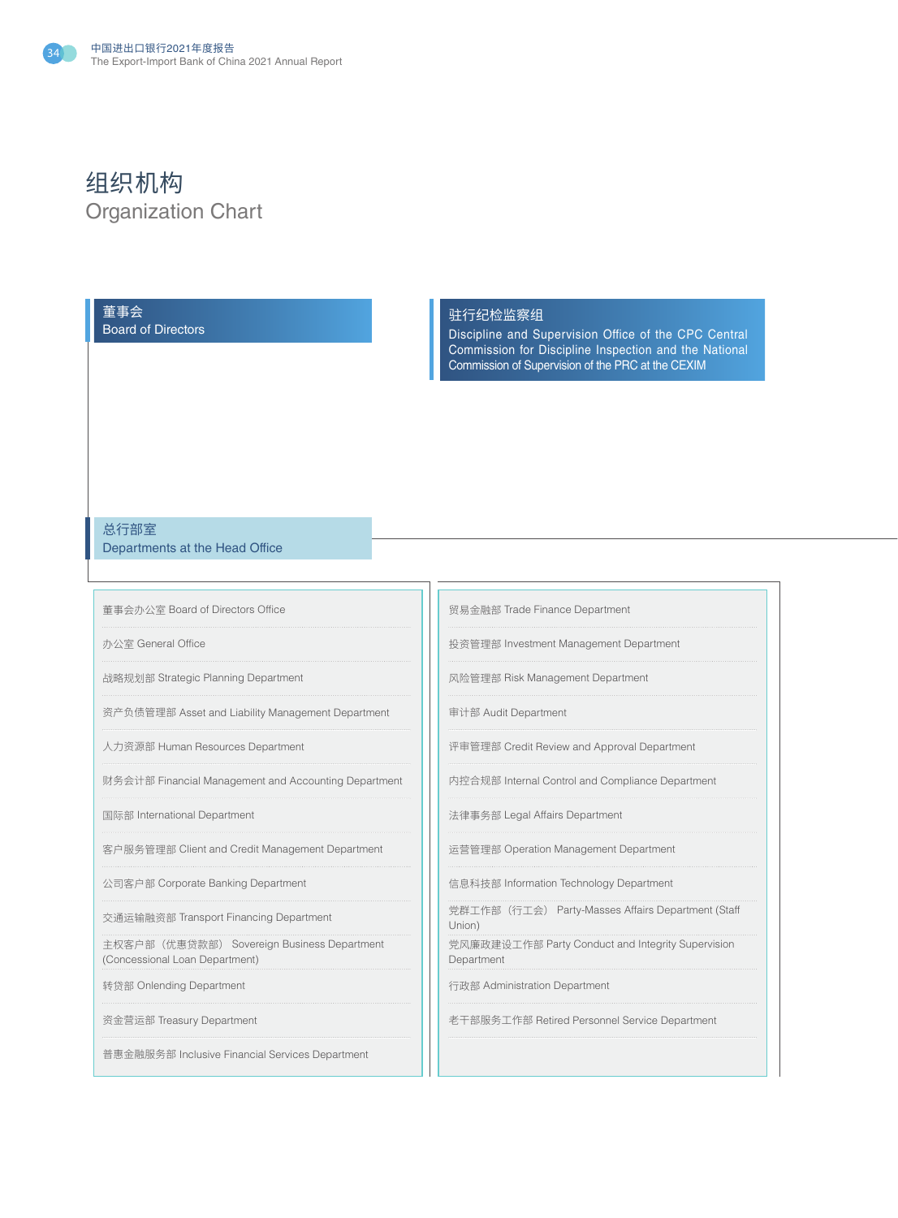# 组织机构
# Organization Chart

**董事会**
**Board of Directors**

**驻行纪检监察组**
**Discipline and Supervision Office of the CPC Central Commission for Discipline Inspection and the National Commission of Supervision of the PRC at the CEXIM**

**总行部室**
**Departments at the Head Office**

- 董事会办公室 Board of Directors Office
- 办公室 General Office
- 战略规划部 Strategic Planning Department
- 资产负债管理部 Asset and Liability Management Department
- 人力资源部 Human Resources Department
- 财务会计部 Financial Management and Accounting Department
- 国际部 International Department
- 客户服务管理部 Client and Credit Management Department
- 公司客户部 Corporate Banking Department
- 交通运输融资部 Transport Financing Department
- 主权客户部（优惠贷款部） Sovereign Business Department (Concessional Loan Department)
- 转贷部 Onlending Department
- 资金营运部 Treasury Department
- 普惠金融服务部 Inclusive Financial Services Department
- 贸易金融部 Trade Finance Department
- 投资管理部 Investment Management Department
- 风险管理部 Risk Management Department
- 审计部 Audit Department
- 评审管理部 Credit Review and Approval Department
- 内控合规部 Internal Control and Compliance Department
- 法律事务部 Legal Affairs Department
- 运营管理部 Operation Management Department
- 信息科技部 Information Technology Department
- 党群工作部（行工会） Party-Masses Affairs Department (Staff Union)
- 党风廉政建设工作部 Party Conduct and Integrity Supervision Department
- 行政部 Administration Department
- 老干部服务工作部 Retired Personnel Service Department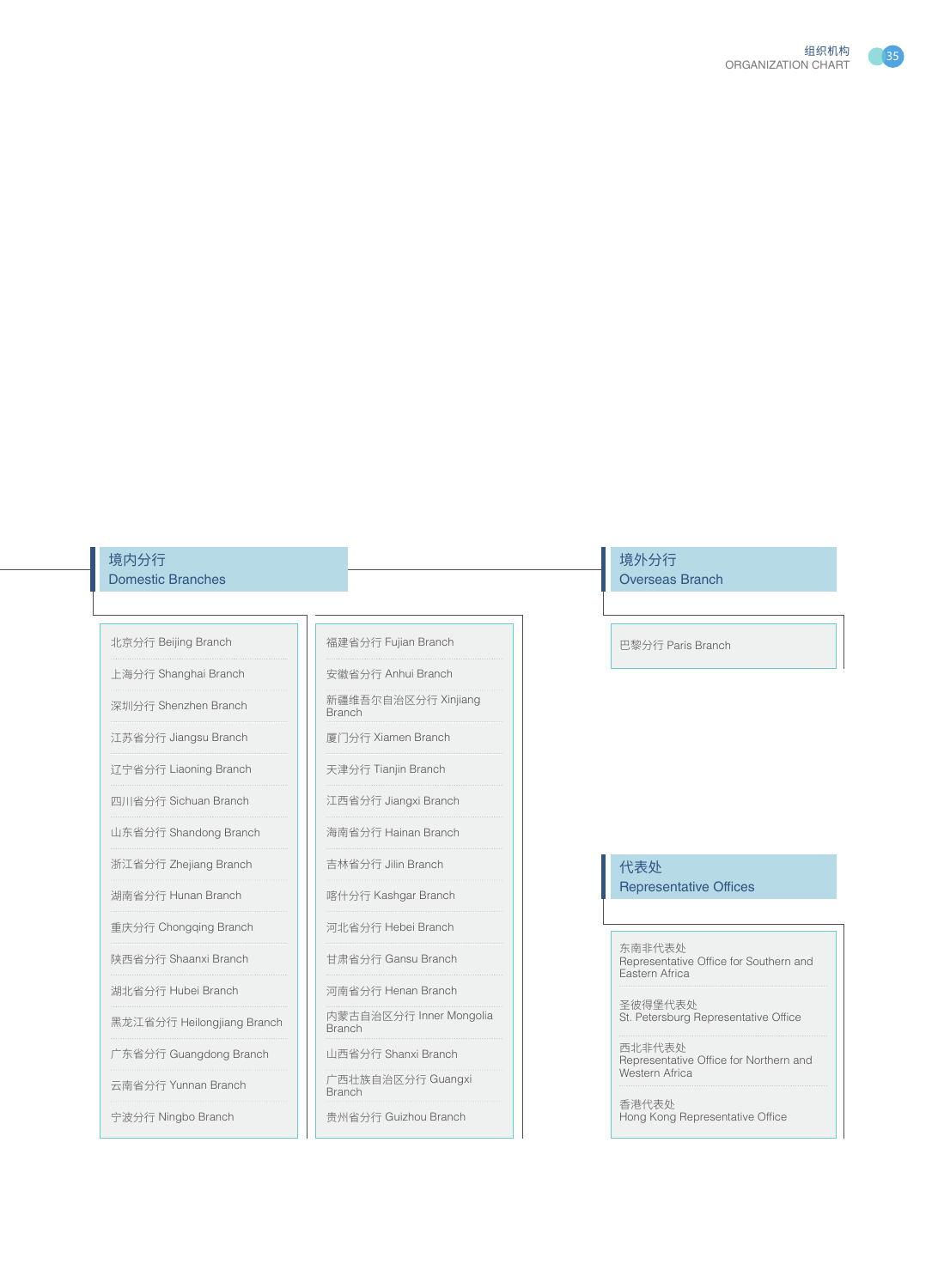## 境内分行 Domestic Branches

- 北京分行 Beijing Branch
- 上海分行 Shanghai Branch
- 深圳分行 Shenzhen Branch
- 江苏省分行 Jiangsu Branch
- 辽宁省分行 Liaoning Branch
- 四川省分行 Sichuan Branch
- 山东省分行 Shandong Branch
- 浙江省分行 Zhejiang Branch
- 湖南省分行 Hunan Branch
- 重庆分行 Chongqing Branch
- 陕西省分行 Shaanxi Branch
- 湖北省分行 Hubei Branch
- 黑龙江省分行 Heilongjiang Branch
- 广东省分行 Guangdong Branch
- 云南省分行 Yunnan Branch
- 宁波分行 Ningbo Branch
- 福建省分行 Fujian Branch
- 安徽省分行 Anhui Branch
- 新疆维吾尔自治区分行 Xinjiang Branch
- 厦门分行 Xiamen Branch
- 天津分行 Tianjin Branch
- 江西省分行 Jiangxi Branch
- 海南省分行 Hainan Branch
- 吉林省分行 Jilin Branch
- 喀什分行 Kashgar Branch
- 河北省分行 Hebei Branch
- 甘肃省分行 Gansu Branch
- 河南省分行 Henan Branch
- 内蒙古自治区分行 Inner Mongolia Branch
- 山西省分行 Shanxi Branch
- 广西壮族自治区分行 Guangxi Branch
- 贵州省分行 Guizhou Branch

## 境外分行 Overseas Branch

- 巴黎分行 Paris Branch

## 代表处 Representative Offices

- 东南非代表处 Representative Office for Southern and Eastern Africa
- 圣彼得堡代表处 St. Petersburg Representative Office
- 西北非代表处 Representative Office for Northern and Western Africa
- 香港代表处 Hong Kong Representative Office